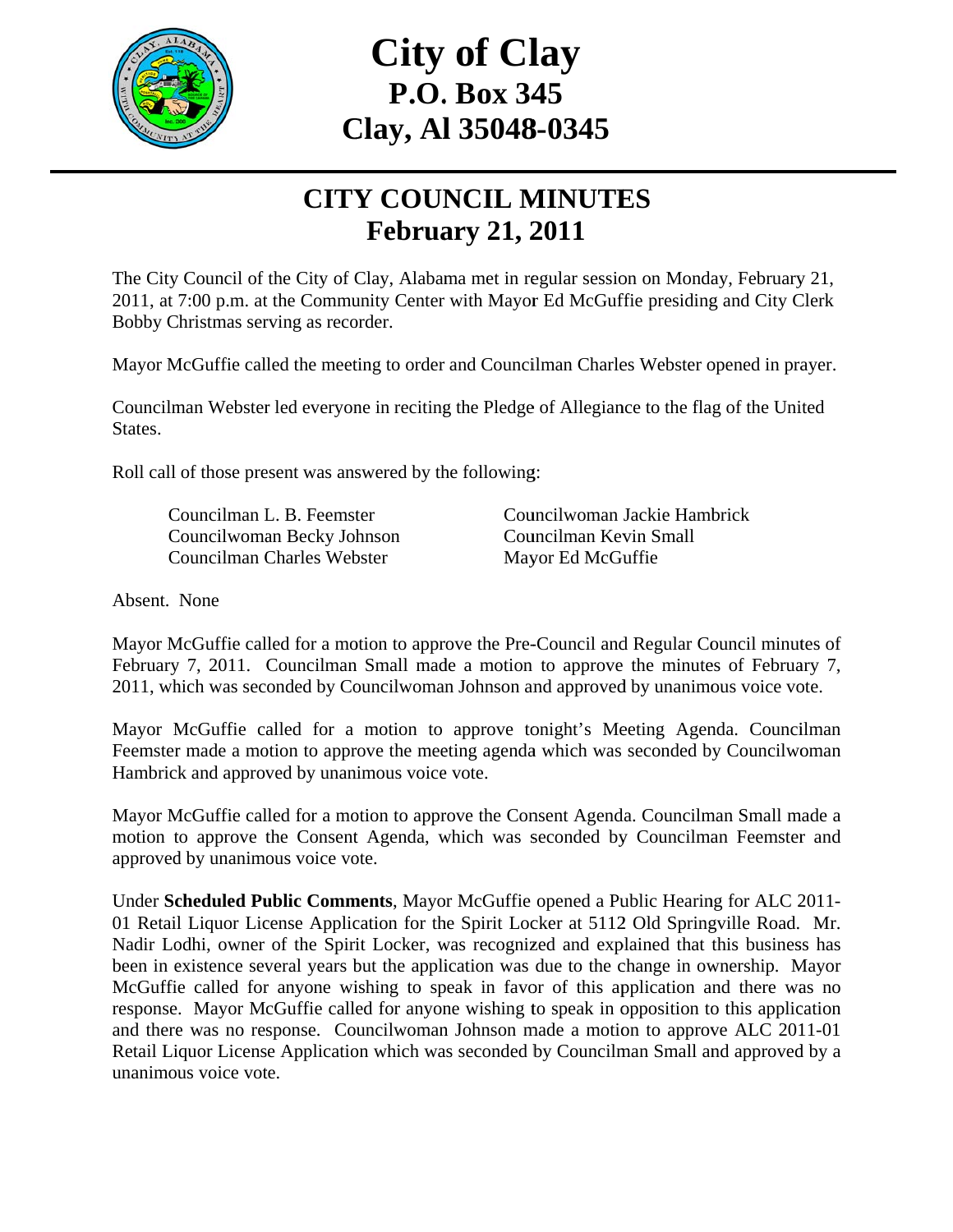# City of Clay
## P.O. Box 345
## Clay, Al 35048-0345

# CITY COUNCIL MINUTES
## February 21, 2011

The City Council of the City of Clay, Alabama met in regular session on Monday, February 21, 2011, at 7:00 p.m. at the Community Center with Mayor Ed McGuffie presiding and City Clerk Bobby Christmas serving as recorder.

Mayor McGuffie called the meeting to order and Councilman Charles Webster opened in prayer.

Councilman Webster led everyone in reciting the Pledge of Allegiance to the flag of the United States.

Roll call of those present was answered by the following:

Councilman L. B. Feemster
Councilwoman Jackie Hambrick
Councilwoman Becky Johnson
Councilman Kevin Small
Councilman Charles Webster
Mayor Ed McGuffie

Absent. None

Mayor McGuffie called for a motion to approve the Pre-Council and Regular Council minutes of February 7, 2011. Councilman Small made a motion to approve the minutes of February 7, 2011, which was seconded by Councilwoman Johnson and approved by unanimous voice vote.

Mayor McGuffie called for a motion to approve tonight's Meeting Agenda. Councilman Feemster made a motion to approve the meeting agenda which was seconded by Councilwoman Hambrick and approved by unanimous voice vote.

Mayor McGuffie called for a motion to approve the Consent Agenda. Councilman Small made a motion to approve the Consent Agenda, which was seconded by Councilman Feemster and approved by unanimous voice vote.

Under **Scheduled Public Comments**, Mayor McGuffie opened a Public Hearing for ALC 2011-01 Retail Liquor License Application for the Spirit Locker at 5112 Old Springville Road. Mr. Nadir Lodhi, owner of the Spirit Locker, was recognized and explained that this business has been in existence several years but the application was due to the change in ownership. Mayor McGuffie called for anyone wishing to speak in favor of this application and there was no response. Mayor McGuffie called for anyone wishing to speak in opposition to this application and there was no response. Councilwoman Johnson made a motion to approve ALC 2011-01 Retail Liquor License Application which was seconded by Councilman Small and approved by a unanimous voice vote.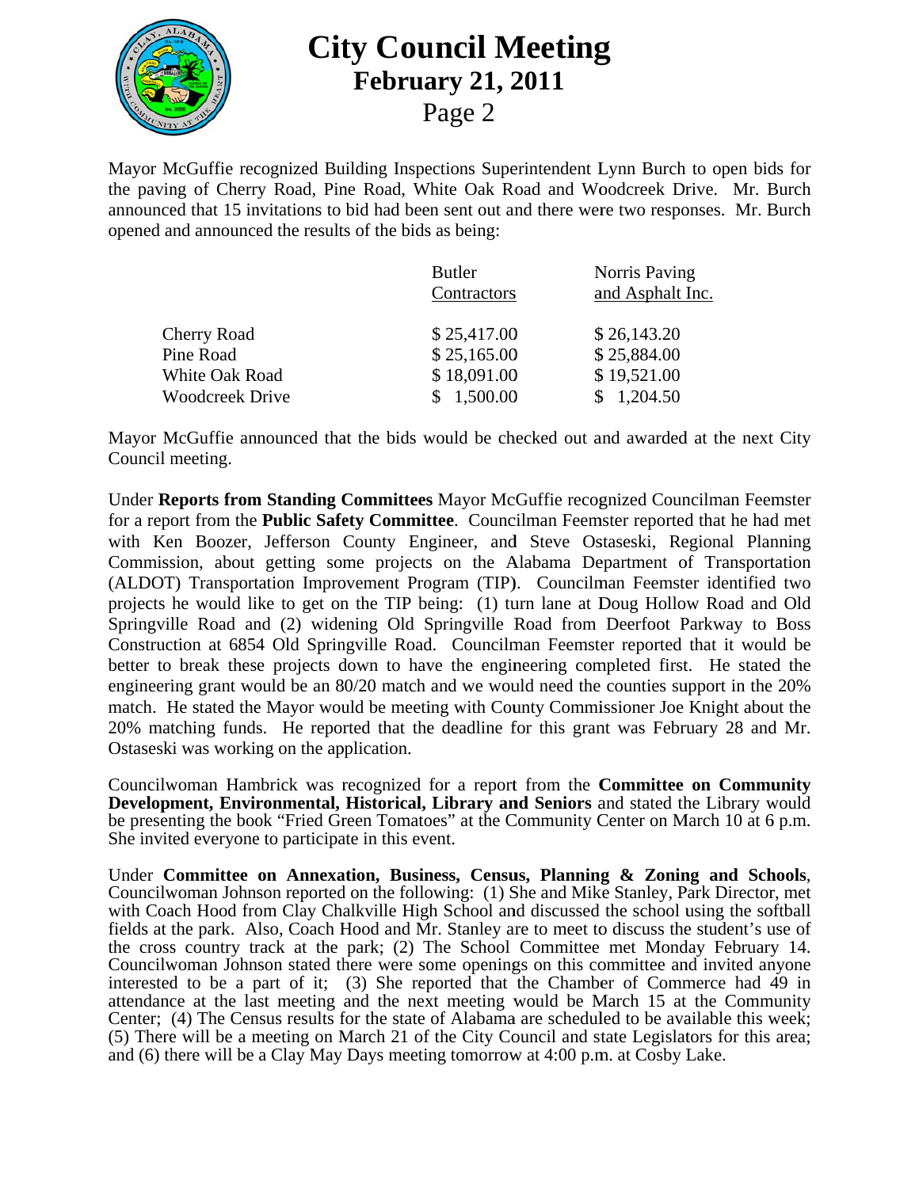Mayor McGuffie recognized Building Inspections Superintendent Lynn Burch to open bids for the paving of Cherry Road, Pine Road, White Oak Road and Woodcreek Drive. Mr. Burch announced that 15 invitations to bid had been sent out and there were two responses. Mr. Burch opened and announced the results of the bids as being:

| | Butler Contractors | Norris Paving and Asphalt Inc. |
|---|---|---|
| Cherry Road | $ 25,417.00 | $ 26,143.20 |
| Pine Road | $ 25,165.00 | $ 25,884.00 |
| White Oak Road | $ 18,091.00 | $ 19,521.00 |
| Woodcreek Drive | $ 1,500.00 | $ 1,204.50 |

Mayor McGuffie announced that the bids would be checked out and awarded at the next City Council meeting.

Under **Reports from Standing Committees** Mayor McGuffie recognized Councilman Feemster for a report from the **Public Safety Committee**. Councilman Feemster reported that he had met with Ken Boozer, Jefferson County Engineer, and Steve Ostaseski, Regional Planning Commission, about getting some projects on the Alabama Department of Transportation (ALDOT) Transportation Improvement Program (TIP). Councilman Feemster identified two projects he would like to get on the TIP being: (1) turn lane at Doug Hollow Road and Old Springville Road and (2) widening Old Springville Road from Deerfoot Parkway to Boss Construction at 6854 Old Springville Road. Councilman Feemster reported that it would be better to break these projects down to have the engineering completed first. He stated the engineering grant would be an 80/20 match and we would need the counties support in the 20% match. He stated the Mayor would be meeting with County Commissioner Joe Knight about the 20% matching funds. He reported that the deadline for this grant was February 28 and Mr. Ostaseski was working on the application.

Councilwoman Hambrick was recognized for a report from the **Committee on Community Development, Environmental, Historical, Library and Seniors** and stated the Library would be presenting the book "Fried Green Tomatoes" at the Community Center on March 10 at 6 p.m. She invited everyone to participate in this event.

Under **Committee on Annexation, Business, Census, Planning & Zoning and Schools**, Councilwoman Johnson reported on the following: (1) She and Mike Stanley, Park Director, met with Coach Hood from Clay Chalkville High School and discussed the school using the softball fields at the park. Also, Coach Hood and Mr. Stanley are to meet to discuss the student's use of the cross country track at the park; (2) The School Committee met Monday February 14. Councilwoman Johnson stated there were some openings on this committee and invited anyone interested to be a part of it; (3) She reported that the Chamber of Commerce had 49 in attendance at the last meeting and the next meeting would be March 15 at the Community Center; (4) The Census results for the state of Alabama are scheduled to be available this week; (5) There will be a meeting on March 21 of the City Council and state Legislators for this area; and (6) there will be a Clay May Days meeting tomorrow at 4:00 p.m. at Cosby Lake.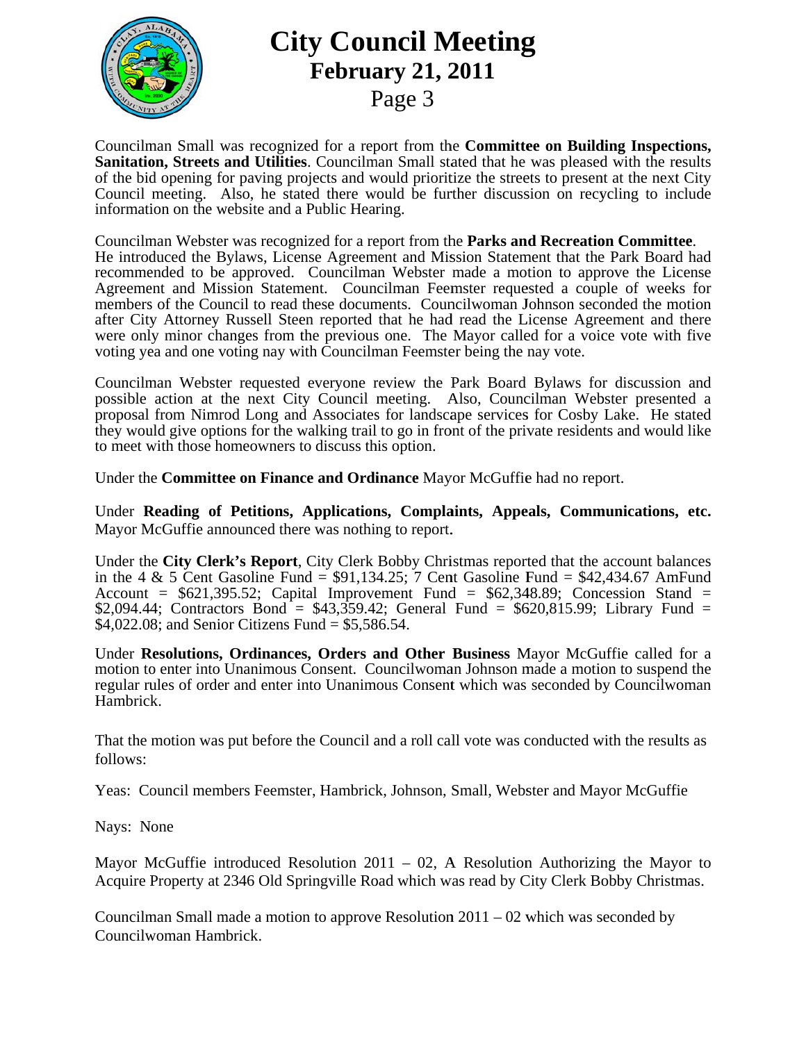Councilman Small was recognized for a report from the **Committee on Building Inspections, Sanitation, Streets and Utilities**. Councilman Small stated that he was pleased with the results of the bid opening for paving projects and would prioritize the streets to present at the next City Council meeting. Also, he stated there would be further discussion on recycling to include information on the website and a Public Hearing.

Councilman Webster was recognized for a report from the **Parks and Recreation Committee**. He introduced the Bylaws, License Agreement and Mission Statement that the Park Board had recommended to be approved. Councilman Webster made a motion to approve the License Agreement and Mission Statement. Councilman Feemster requested a couple of weeks for members of the Council to read these documents. Councilwoman Johnson seconded the motion after City Attorney Russell Steen reported that he had read the License Agreement and there were only minor changes from the previous one. The Mayor called for a voice vote with five voting yea and one voting nay with Councilman Feemster being the nay vote.

Councilman Webster requested everyone review the Park Board Bylaws for discussion and possible action at the next City Council meeting. Also, Councilman Webster presented a proposal from Nimrod Long and Associates for landscape services for Cosby Lake. He stated they would give options for the walking trail to go in front of the private residents and would like to meet with those homeowners to discuss this option.

Under the **Committee on Finance and Ordinance** Mayor McGuffie had no report.

Under **Reading of Petitions, Applications, Complaints, Appeals, Communications, etc.** Mayor McGuffie announced there was nothing to report.

Under the **City Clerk's Report**, City Clerk Bobby Christmas reported that the account balances in the 4 & 5 Cent Gasoline Fund = $91,134.25; 7 Cent Gasoline Fund = $42,434.67 AmFund Account = $621,395.52; Capital Improvement Fund = $62,348.89; Concession Stand = $2,094.44; Contractors Bond = $43,359.42; General Fund = $620,815.99; Library Fund = $4,022.08; and Senior Citizens Fund = $5,586.54.

Under **Resolutions, Ordinances, Orders and Other Business** Mayor McGuffie called for a motion to enter into Unanimous Consent. Councilwoman Johnson made a motion to suspend the regular rules of order and enter into Unanimous Consent which was seconded by Councilwoman Hambrick.

That the motion was put before the Council and a roll call vote was conducted with the results as follows:

Yeas: Council members Feemster, Hambrick, Johnson, Small, Webster and Mayor McGuffie

Nays: None

Mayor McGuffie introduced Resolution 2011 – 02, A Resolution Authorizing the Mayor to Acquire Property at 2346 Old Springville Road which was read by City Clerk Bobby Christmas.

Councilman Small made a motion to approve Resolution 2011 – 02 which was seconded by Councilwoman Hambrick.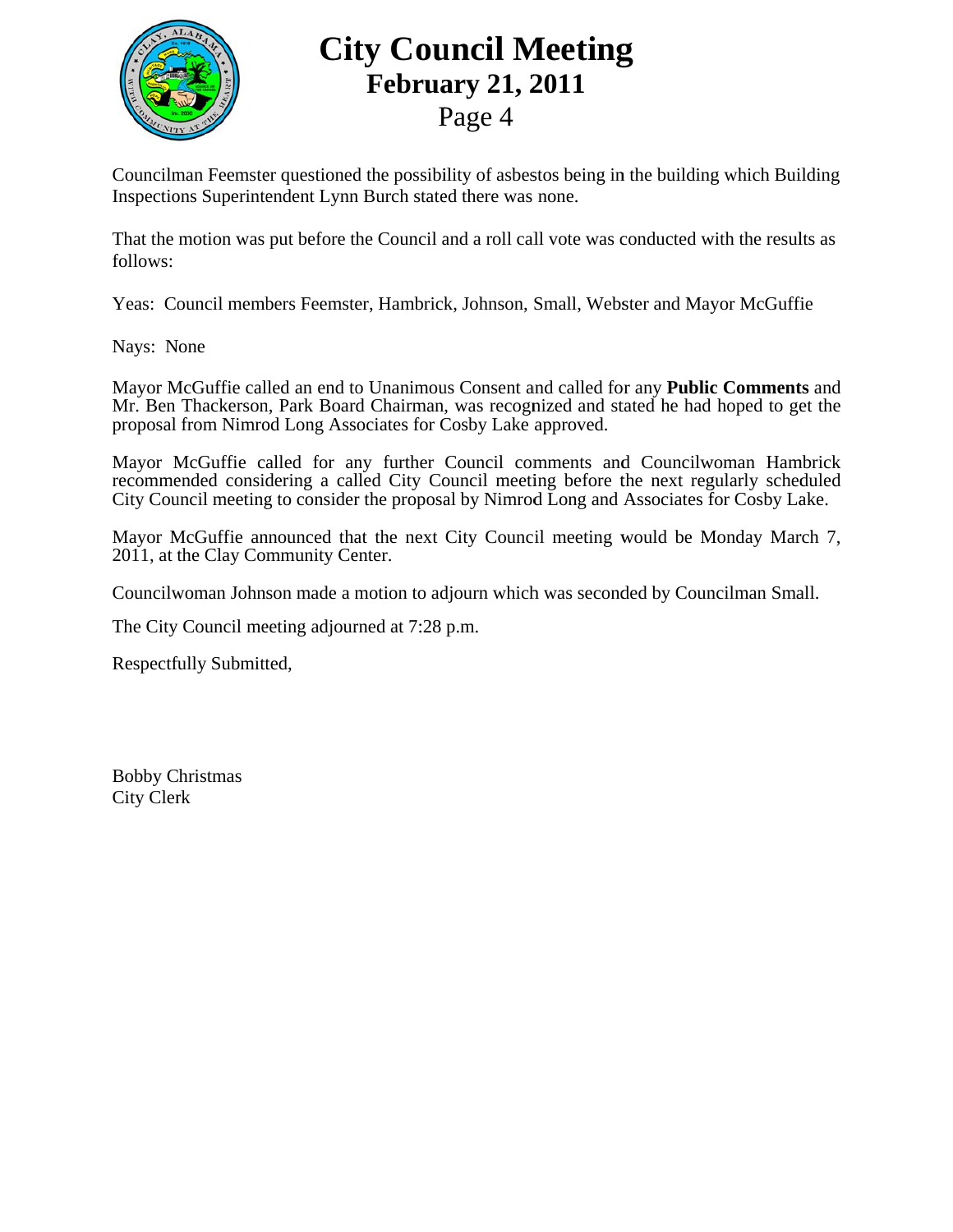Councilman Feemster questioned the possibility of asbestos being in the building which Building Inspections Superintendent Lynn Burch stated there was none.

That the motion was put before the Council and a roll call vote was conducted with the results as follows:

Yeas: Council members Feemster, Hambrick, Johnson, Small, Webster and Mayor McGuffie

Nays: None

Mayor McGuffie called an end to Unanimous Consent and called for any **Public Comments** and Mr. Ben Thackerson, Park Board Chairman, was recognized and stated he had hoped to get the proposal from Nimrod Long Associates for Cosby Lake approved.

Mayor McGuffie called for any further Council comments and Councilwoman Hambrick recommended considering a called City Council meeting before the next regularly scheduled City Council meeting to consider the proposal by Nimrod Long and Associates for Cosby Lake.

Mayor McGuffie announced that the next City Council meeting would be Monday March 7, 2011, at the Clay Community Center.

Councilwoman Johnson made a motion to adjourn which was seconded by Councilman Small.

The City Council meeting adjourned at 7:28 p.m.

Respectfully Submitted,

Bobby Christmas
City Clerk